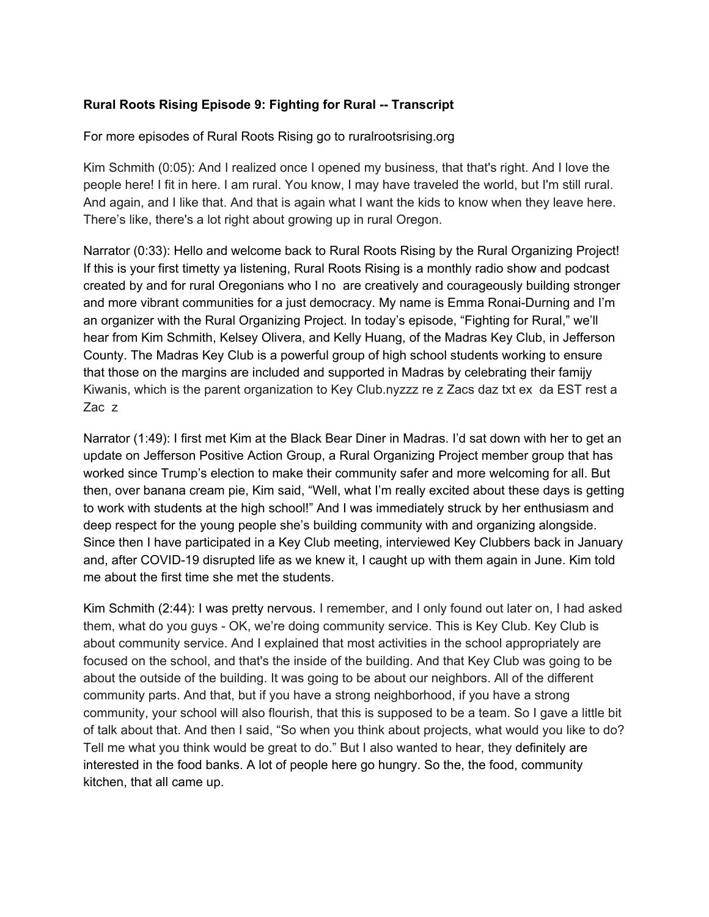**Rural Roots Rising Episode 9: Fighting for Rural -- Transcript**

For more episodes of Rural Roots Rising go to ruralrootsrising.org

Kim Schmith (0:05): And I realized once I opened my business, that that's right. And I love the people here! I fit in here. I am rural. You know, I may have traveled the world, but I'm still rural. And again, and I like that. And that is again what I want the kids to know when they leave here. There's like, there's a lot right about growing up in rural Oregon.

Narrator (0:33): Hello and welcome back to Rural Roots Rising by the Rural Organizing Project! If this is your first timetty ya listening, Rural Roots Rising is a monthly radio show and podcast created by and for rural Oregonians who I no are creatively and courageously building stronger and more vibrant communities for a just democracy. My name is Emma Ronai-Durning and I'm an organizer with the Rural Organizing Project. In today's episode, "Fighting for Rural," we'll hear from Kim Schmith, Kelsey Olivera, and Kelly Huang, of the Madras Key Club, in Jefferson County. The Madras Key Club is a powerful group of high school students working to ensure that those on the margins are included and supported in Madras by celebrating their famijy Kiwanis, which is the parent organization to Key Club.nyzzz re z Zacs daz txt ex da EST rest a Zac z

Narrator (1:49): I first met Kim at the Black Bear Diner in Madras. I'd sat down with her to get an update on Jefferson Positive Action Group, a Rural Organizing Project member group that has worked since Trump's election to make their community safer and more welcoming for all. But then, over banana cream pie, Kim said, "Well, what I'm really excited about these days is getting to work with students at the high school!" And I was immediately struck by her enthusiasm and deep respect for the young people she's building community with and organizing alongside. Since then I have participated in a Key Club meeting, interviewed Key Clubbers back in January and, after COVID-19 disrupted life as we knew it, I caught up with them again in June. Kim told me about the first time she met the students.

Kim Schmith (2:44): I was pretty nervous. I remember, and I only found out later on, I had asked them, what do you guys - OK, we're doing community service. This is Key Club. Key Club is about community service. And I explained that most activities in the school appropriately are focused on the school, and that's the inside of the building. And that Key Club was going to be about the outside of the building. It was going to be about our neighbors. All of the different community parts. And that, but if you have a strong neighborhood, if you have a strong community, your school will also flourish, that this is supposed to be a team. So I gave a little bit of talk about that. And then I said, "So when you think about projects, what would you like to do? Tell me what you think would be great to do." But I also wanted to hear, they definitely are interested in the food banks. A lot of people here go hungry. So the, the food, community kitchen, that all came up.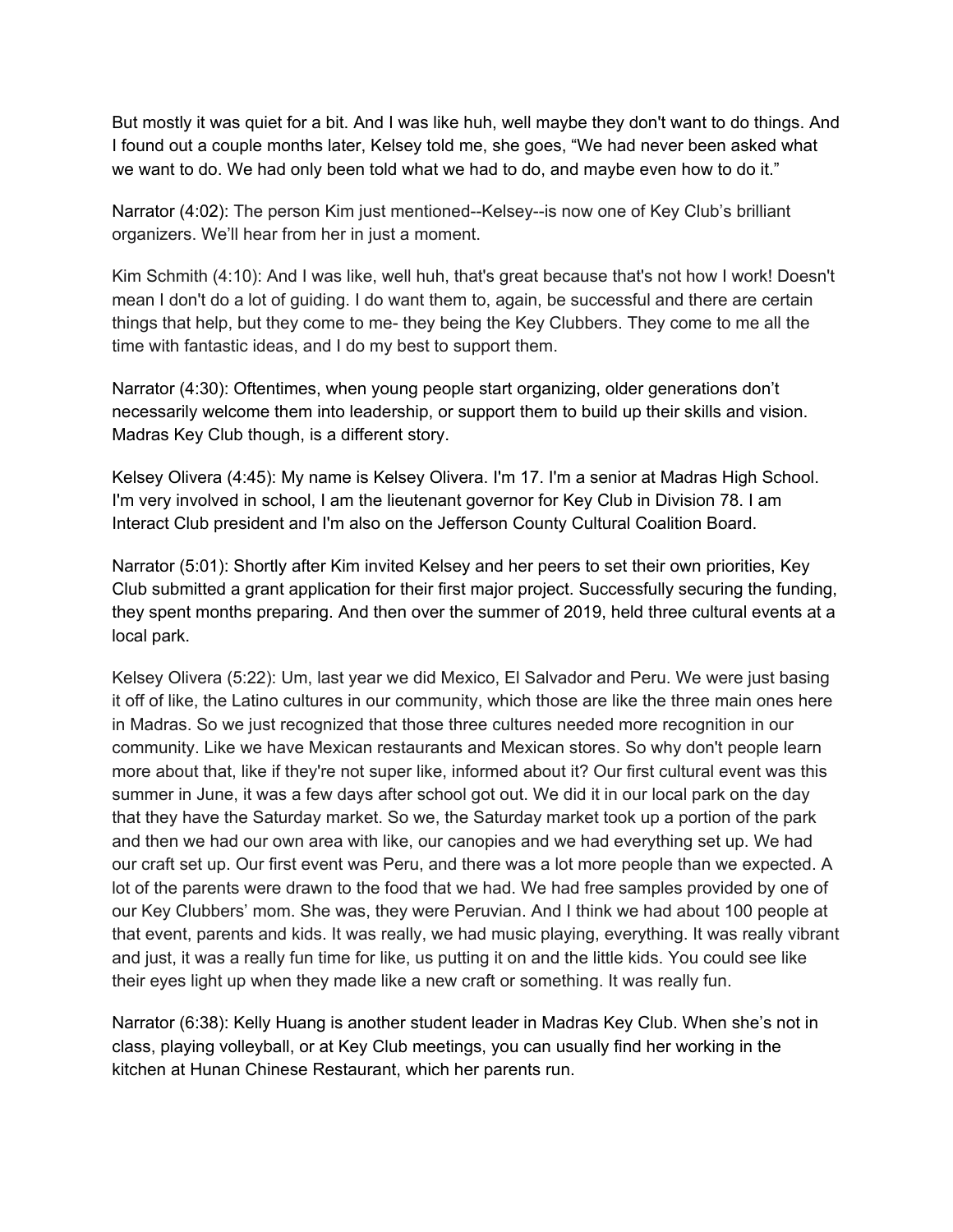But mostly it was quiet for a bit. And I was like huh, well maybe they don't want to do things. And I found out a couple months later, Kelsey told me, she goes, "We had never been asked what we want to do. We had only been told what we had to do, and maybe even how to do it."

Narrator (4:02): The person Kim just mentioned--Kelsey--is now one of Key Club's brilliant organizers. We'll hear from her in just a moment.

Kim Schmith (4:10): And I was like, well huh, that's great because that's not how I work! Doesn't mean I don't do a lot of guiding. I do want them to, again, be successful and there are certain things that help, but they come to me- they being the Key Clubbers. They come to me all the time with fantastic ideas, and I do my best to support them.

Narrator (4:30): Oftentimes, when young people start organizing, older generations don't necessarily welcome them into leadership, or support them to build up their skills and vision. Madras Key Club though, is a different story.

Kelsey Olivera (4:45): My name is Kelsey Olivera. I'm 17. I'm a senior at Madras High School. I'm very involved in school, I am the lieutenant governor for Key Club in Division 78. I am Interact Club president and I'm also on the Jefferson County Cultural Coalition Board.

Narrator (5:01): Shortly after Kim invited Kelsey and her peers to set their own priorities, Key Club submitted a grant application for their first major project. Successfully securing the funding, they spent months preparing. And then over the summer of 2019, held three cultural events at a local park.

Kelsey Olivera (5:22): Um, last year we did Mexico, El Salvador and Peru. We were just basing it off of like, the Latino cultures in our community, which those are like the three main ones here in Madras. So we just recognized that those three cultures needed more recognition in our community. Like we have Mexican restaurants and Mexican stores. So why don't people learn more about that, like if they're not super like, informed about it? Our first cultural event was this summer in June, it was a few days after school got out. We did it in our local park on the day that they have the Saturday market. So we, the Saturday market took up a portion of the park and then we had our own area with like, our canopies and we had everything set up. We had our craft set up. Our first event was Peru, and there was a lot more people than we expected. A lot of the parents were drawn to the food that we had. We had free samples provided by one of our Key Clubbers' mom. She was, they were Peruvian. And I think we had about 100 people at that event, parents and kids. It was really, we had music playing, everything. It was really vibrant and just, it was a really fun time for like, us putting it on and the little kids. You could see like their eyes light up when they made like a new craft or something. It was really fun.

Narrator (6:38): Kelly Huang is another student leader in Madras Key Club. When she's not in class, playing volleyball, or at Key Club meetings, you can usually find her working in the kitchen at Hunan Chinese Restaurant, which her parents run.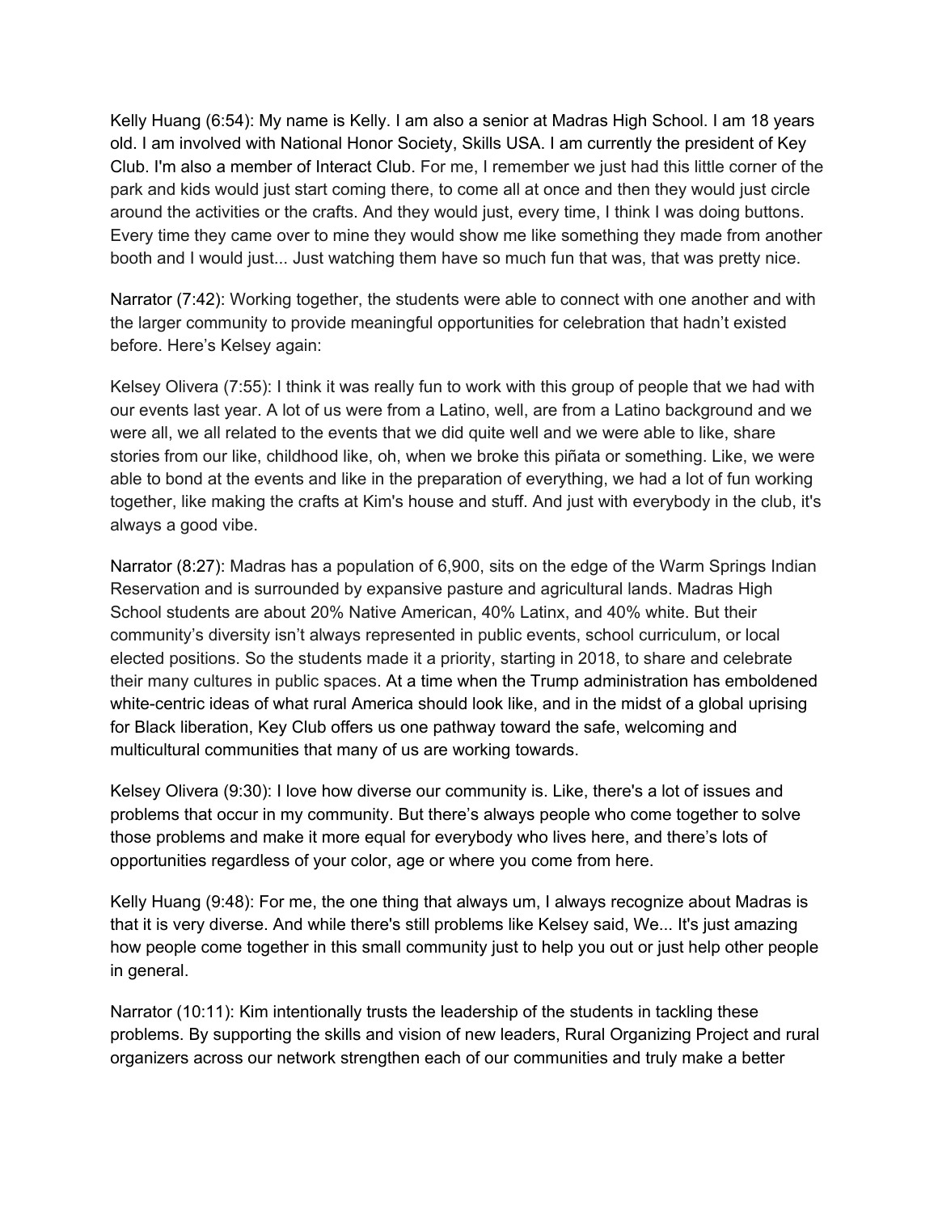Kelly Huang (6:54): My name is Kelly. I am also a senior at Madras High School. I am 18 years old. I am involved with National Honor Society, Skills USA. I am currently the president of Key Club. I'm also a member of Interact Club. For me, I remember we just had this little corner of the park and kids would just start coming there, to come all at once and then they would just circle around the activities or the crafts. And they would just, every time, I think I was doing buttons. Every time they came over to mine they would show me like something they made from another booth and I would just... Just watching them have so much fun that was, that was pretty nice.

Narrator (7:42): Working together, the students were able to connect with one another and with the larger community to provide meaningful opportunities for celebration that hadn't existed before. Here's Kelsey again:

Kelsey Olivera (7:55): I think it was really fun to work with this group of people that we had with our events last year. A lot of us were from a Latino, well, are from a Latino background and we were all, we all related to the events that we did quite well and we were able to like, share stories from our like, childhood like, oh, when we broke this piñata or something. Like, we were able to bond at the events and like in the preparation of everything, we had a lot of fun working together, like making the crafts at Kim's house and stuff. And just with everybody in the club, it's always a good vibe.

Narrator (8:27): Madras has a population of 6,900, sits on the edge of the Warm Springs Indian Reservation and is surrounded by expansive pasture and agricultural lands. Madras High School students are about 20% Native American, 40% Latinx, and 40% white. But their community's diversity isn't always represented in public events, school curriculum, or local elected positions. So the students made it a priority, starting in 2018, to share and celebrate their many cultures in public spaces. At a time when the Trump administration has emboldened white-centric ideas of what rural America should look like, and in the midst of a global uprising for Black liberation, Key Club offers us one pathway toward the safe, welcoming and multicultural communities that many of us are working towards.

Kelsey Olivera (9:30): I love how diverse our community is. Like, there's a lot of issues and problems that occur in my community. But there's always people who come together to solve those problems and make it more equal for everybody who lives here, and there's lots of opportunities regardless of your color, age or where you come from here.

Kelly Huang (9:48): For me, the one thing that always um, I always recognize about Madras is that it is very diverse. And while there's still problems like Kelsey said, We... It's just amazing how people come together in this small community just to help you out or just help other people in general.

Narrator (10:11): Kim intentionally trusts the leadership of the students in tackling these problems. By supporting the skills and vision of new leaders, Rural Organizing Project and rural organizers across our network strengthen each of our communities and truly make a better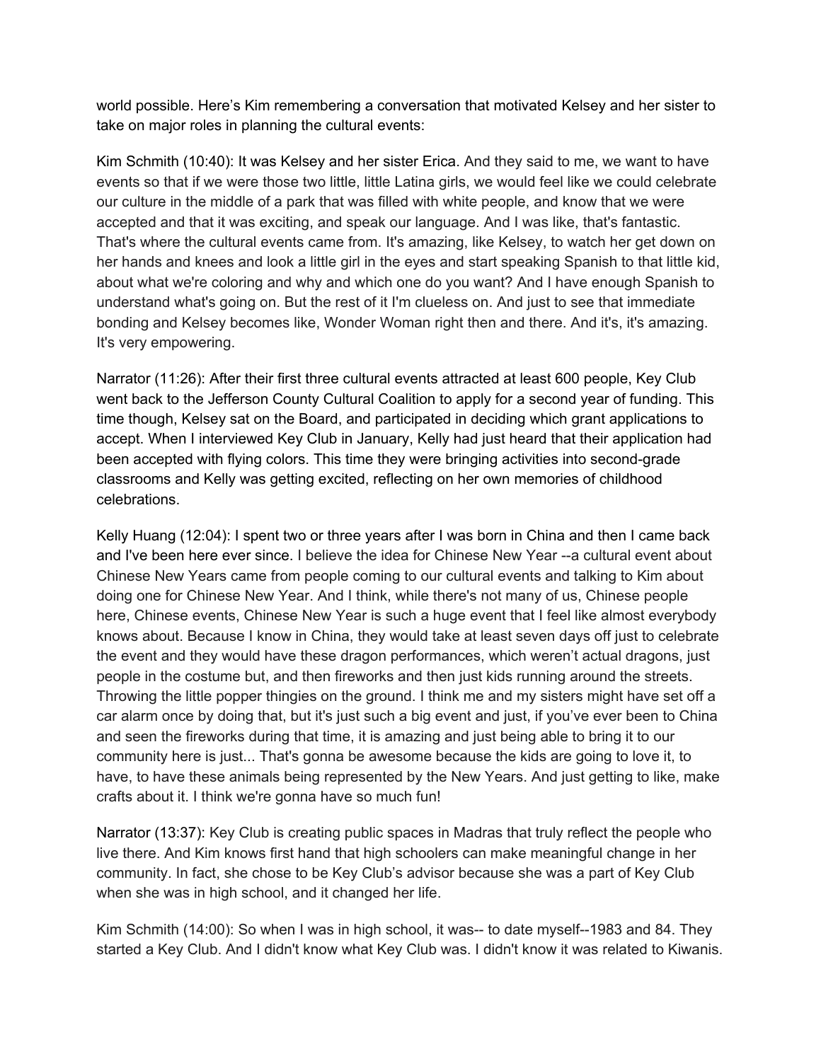world possible. Here's Kim remembering a conversation that motivated Kelsey and her sister to take on major roles in planning the cultural events:

Kim Schmith (10:40): It was Kelsey and her sister Erica. And they said to me, we want to have events so that if we were those two little, little Latina girls, we would feel like we could celebrate our culture in the middle of a park that was filled with white people, and know that we were accepted and that it was exciting, and speak our language. And I was like, that's fantastic. That's where the cultural events came from. It's amazing, like Kelsey, to watch her get down on her hands and knees and look a little girl in the eyes and start speaking Spanish to that little kid, about what we're coloring and why and which one do you want? And I have enough Spanish to understand what's going on. But the rest of it I'm clueless on. And just to see that immediate bonding and Kelsey becomes like, Wonder Woman right then and there. And it's, it's amazing. It's very empowering.

Narrator (11:26): After their first three cultural events attracted at least 600 people, Key Club went back to the Jefferson County Cultural Coalition to apply for a second year of funding. This time though, Kelsey sat on the Board, and participated in deciding which grant applications to accept. When I interviewed Key Club in January, Kelly had just heard that their application had been accepted with flying colors. This time they were bringing activities into second-grade classrooms and Kelly was getting excited, reflecting on her own memories of childhood celebrations.

Kelly Huang (12:04): I spent two or three years after I was born in China and then I came back and I've been here ever since. I believe the idea for Chinese New Year --a cultural event about Chinese New Years came from people coming to our cultural events and talking to Kim about doing one for Chinese New Year. And I think, while there's not many of us, Chinese people here, Chinese events, Chinese New Year is such a huge event that I feel like almost everybody knows about. Because I know in China, they would take at least seven days off just to celebrate the event and they would have these dragon performances, which weren't actual dragons, just people in the costume but, and then fireworks and then just kids running around the streets. Throwing the little popper thingies on the ground. I think me and my sisters might have set off a car alarm once by doing that, but it's just such a big event and just, if you've ever been to China and seen the fireworks during that time, it is amazing and just being able to bring it to our community here is just... That's gonna be awesome because the kids are going to love it, to have, to have these animals being represented by the New Years. And just getting to like, make crafts about it. I think we're gonna have so much fun!

Narrator (13:37): Key Club is creating public spaces in Madras that truly reflect the people who live there. And Kim knows first hand that high schoolers can make meaningful change in her community. In fact, she chose to be Key Club's advisor because she was a part of Key Club when she was in high school, and it changed her life.

Kim Schmith (14:00): So when I was in high school, it was-- to date myself--1983 and 84. They started a Key Club. And I didn't know what Key Club was. I didn't know it was related to Kiwanis.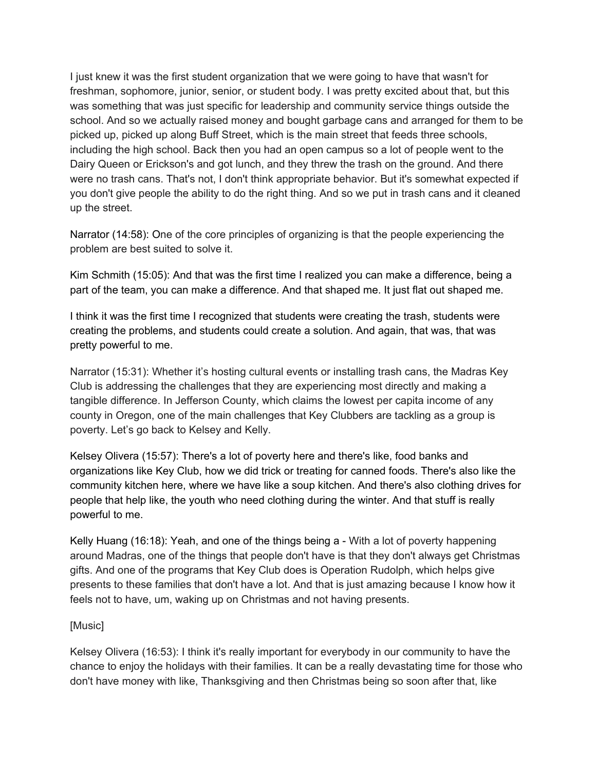I just knew it was the first student organization that we were going to have that wasn't for freshman, sophomore, junior, senior, or student body. I was pretty excited about that, but this was something that was just specific for leadership and community service things outside the school. And so we actually raised money and bought garbage cans and arranged for them to be picked up, picked up along Buff Street, which is the main street that feeds three schools, including the high school. Back then you had an open campus so a lot of people went to the Dairy Queen or Erickson's and got lunch, and they threw the trash on the ground. And there were no trash cans. That's not, I don't think appropriate behavior. But it's somewhat expected if you don't give people the ability to do the right thing. And so we put in trash cans and it cleaned up the street.

Narrator (14:58): One of the core principles of organizing is that the people experiencing the problem are best suited to solve it.

Kim Schmith (15:05): And that was the first time I realized you can make a difference, being a part of the team, you can make a difference. And that shaped me. It just flat out shaped me.

I think it was the first time I recognized that students were creating the trash, students were creating the problems, and students could create a solution. And again, that was, that was pretty powerful to me.

Narrator (15:31): Whether it's hosting cultural events or installing trash cans, the Madras Key Club is addressing the challenges that they are experiencing most directly and making a tangible difference. In Jefferson County, which claims the lowest per capita income of any county in Oregon, one of the main challenges that Key Clubbers are tackling as a group is poverty. Let's go back to Kelsey and Kelly.

Kelsey Olivera (15:57): There's a lot of poverty here and there's like, food banks and organizations like Key Club, how we did trick or treating for canned foods. There's also like the community kitchen here, where we have like a soup kitchen. And there's also clothing drives for people that help like, the youth who need clothing during the winter. And that stuff is really powerful to me.

Kelly Huang (16:18): Yeah, and one of the things being a - With a lot of poverty happening around Madras, one of the things that people don't have is that they don't always get Christmas gifts. And one of the programs that Key Club does is Operation Rudolph, which helps give presents to these families that don't have a lot. And that is just amazing because I know how it feels not to have, um, waking up on Christmas and not having presents.

[Music]

Kelsey Olivera (16:53): I think it's really important for everybody in our community to have the chance to enjoy the holidays with their families. It can be a really devastating time for those who don't have money with like, Thanksgiving and then Christmas being so soon after that, like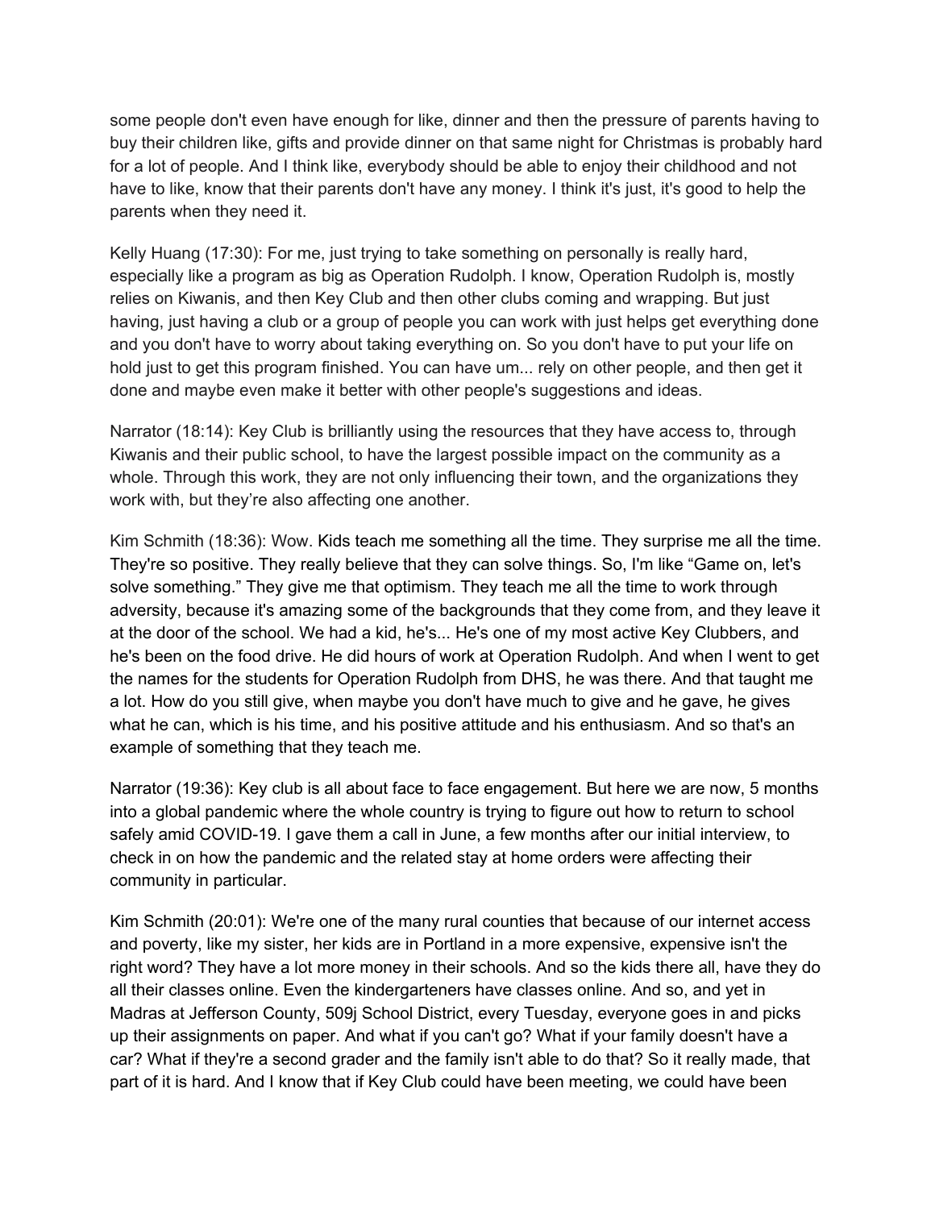some people don't even have enough for like, dinner and then the pressure of parents having to buy their children like, gifts and provide dinner on that same night for Christmas is probably hard for a lot of people. And I think like, everybody should be able to enjoy their childhood and not have to like, know that their parents don't have any money. I think it's just, it's good to help the parents when they need it.

Kelly Huang (17:30): For me, just trying to take something on personally is really hard, especially like a program as big as Operation Rudolph. I know, Operation Rudolph is, mostly relies on Kiwanis, and then Key Club and then other clubs coming and wrapping. But just having, just having a club or a group of people you can work with just helps get everything done and you don't have to worry about taking everything on. So you don't have to put your life on hold just to get this program finished. You can have um... rely on other people, and then get it done and maybe even make it better with other people's suggestions and ideas.

Narrator (18:14): Key Club is brilliantly using the resources that they have access to, through Kiwanis and their public school, to have the largest possible impact on the community as a whole. Through this work, they are not only influencing their town, and the organizations they work with, but they're also affecting one another.

Kim Schmith (18:36): Wow. Kids teach me something all the time. They surprise me all the time. They're so positive. They really believe that they can solve things. So, I'm like "Game on, let's solve something." They give me that optimism. They teach me all the time to work through adversity, because it's amazing some of the backgrounds that they come from, and they leave it at the door of the school. We had a kid, he's... He's one of my most active Key Clubbers, and he's been on the food drive. He did hours of work at Operation Rudolph. And when I went to get the names for the students for Operation Rudolph from DHS, he was there. And that taught me a lot. How do you still give, when maybe you don't have much to give and he gave, he gives what he can, which is his time, and his positive attitude and his enthusiasm. And so that's an example of something that they teach me.

Narrator (19:36): Key club is all about face to face engagement. But here we are now, 5 months into a global pandemic where the whole country is trying to figure out how to return to school safely amid COVID-19. I gave them a call in June, a few months after our initial interview, to check in on how the pandemic and the related stay at home orders were affecting their community in particular.

Kim Schmith (20:01): We're one of the many rural counties that because of our internet access and poverty, like my sister, her kids are in Portland in a more expensive, expensive isn't the right word? They have a lot more money in their schools. And so the kids there all, have they do all their classes online. Even the kindergarteners have classes online. And so, and yet in Madras at Jefferson County, 509j School District, every Tuesday, everyone goes in and picks up their assignments on paper. And what if you can't go? What if your family doesn't have a car? What if they're a second grader and the family isn't able to do that? So it really made, that part of it is hard. And I know that if Key Club could have been meeting, we could have been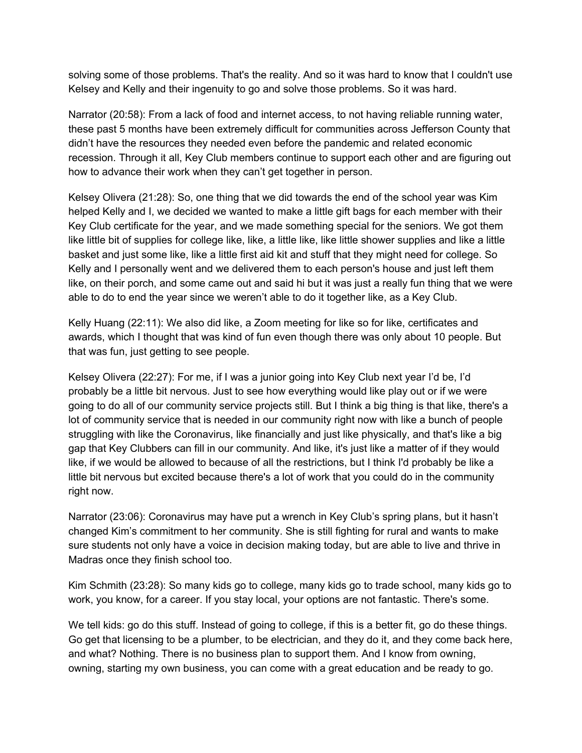solving some of those problems. That's the reality. And so it was hard to know that I couldn't use Kelsey and Kelly and their ingenuity to go and solve those problems. So it was hard.

Narrator (20:58): From a lack of food and internet access, to not having reliable running water, these past 5 months have been extremely difficult for communities across Jefferson County that didn't have the resources they needed even before the pandemic and related economic recession. Through it all, Key Club members continue to support each other and are figuring out how to advance their work when they can't get together in person.

Kelsey Olivera (21:28): So, one thing that we did towards the end of the school year was Kim helped Kelly and I, we decided we wanted to make a little gift bags for each member with their Key Club certificate for the year, and we made something special for the seniors. We got them like little bit of supplies for college like, like, a little like, like little shower supplies and like a little basket and just some like, like a little first aid kit and stuff that they might need for college. So Kelly and I personally went and we delivered them to each person's house and just left them like, on their porch, and some came out and said hi but it was just a really fun thing that we were able to do to end the year since we weren't able to do it together like, as a Key Club.

Kelly Huang (22:11): We also did like, a Zoom meeting for like so for like, certificates and awards, which I thought that was kind of fun even though there was only about 10 people. But that was fun, just getting to see people.

Kelsey Olivera (22:27): For me, if I was a junior going into Key Club next year I'd be, I'd probably be a little bit nervous. Just to see how everything would like play out or if we were going to do all of our community service projects still. But I think a big thing is that like, there's a lot of community service that is needed in our community right now with like a bunch of people struggling with like the Coronavirus, like financially and just like physically, and that's like a big gap that Key Clubbers can fill in our community. And like, it's just like a matter of if they would like, if we would be allowed to because of all the restrictions, but I think I'd probably be like a little bit nervous but excited because there's a lot of work that you could do in the community right now.

Narrator (23:06): Coronavirus may have put a wrench in Key Club's spring plans, but it hasn't changed Kim's commitment to her community. She is still fighting for rural and wants to make sure students not only have a voice in decision making today, but are able to live and thrive in Madras once they finish school too.

Kim Schmith (23:28): So many kids go to college, many kids go to trade school, many kids go to work, you know, for a career. If you stay local, your options are not fantastic. There's some.

We tell kids: go do this stuff. Instead of going to college, if this is a better fit, go do these things. Go get that licensing to be a plumber, to be electrician, and they do it, and they come back here, and what? Nothing. There is no business plan to support them. And I know from owning, owning, starting my own business, you can come with a great education and be ready to go.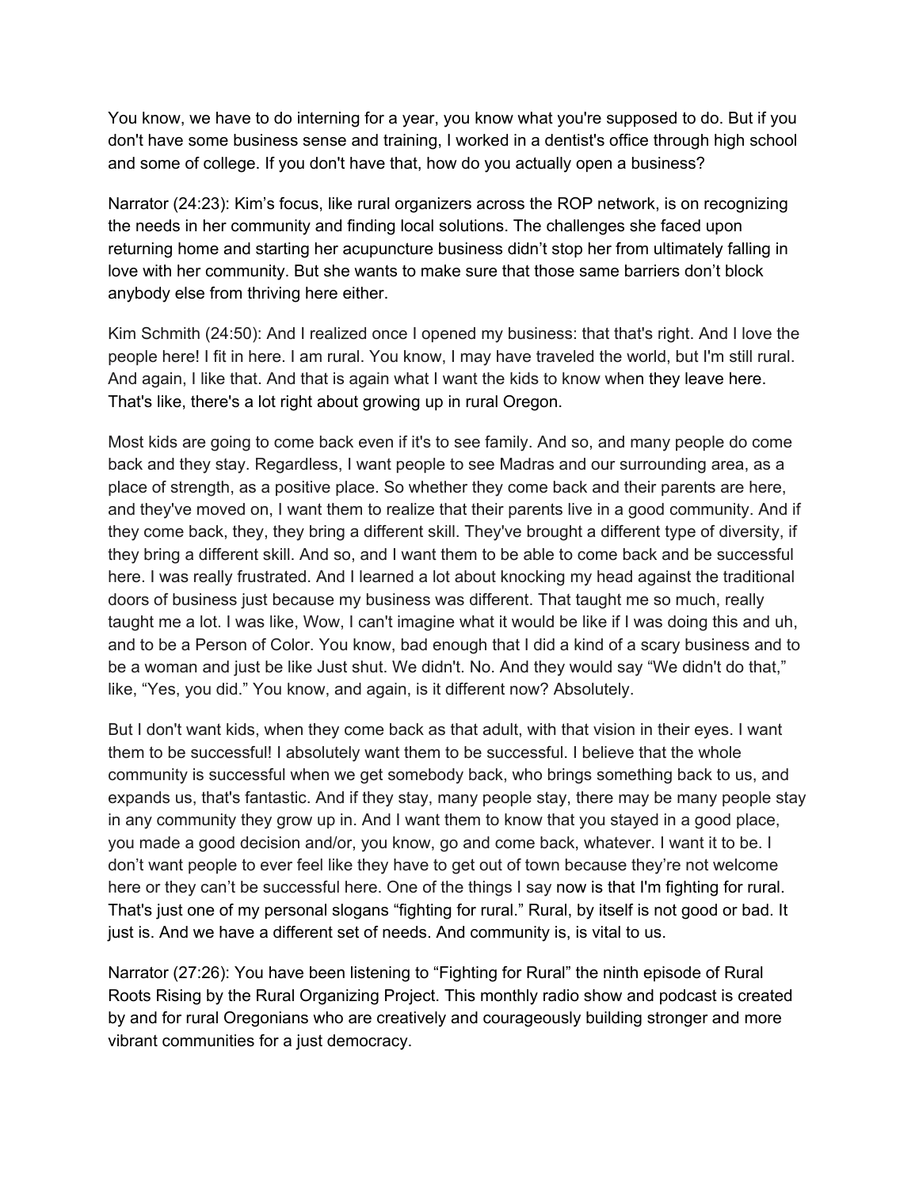You know, we have to do interning for a year, you know what you're supposed to do. But if you don't have some business sense and training, I worked in a dentist's office through high school and some of college. If you don't have that, how do you actually open a business?

Narrator (24:23): Kim's focus, like rural organizers across the ROP network, is on recognizing the needs in her community and finding local solutions. The challenges she faced upon returning home and starting her acupuncture business didn't stop her from ultimately falling in love with her community. But she wants to make sure that those same barriers don't block anybody else from thriving here either.

Kim Schmith (24:50): And I realized once I opened my business: that that's right. And I love the people here! I fit in here. I am rural. You know, I may have traveled the world, but I'm still rural. And again, I like that. And that is again what I want the kids to know when they leave here. That's like, there's a lot right about growing up in rural Oregon.

Most kids are going to come back even if it's to see family. And so, and many people do come back and they stay. Regardless, I want people to see Madras and our surrounding area, as a place of strength, as a positive place. So whether they come back and their parents are here, and they've moved on, I want them to realize that their parents live in a good community. And if they come back, they, they bring a different skill. They've brought a different type of diversity, if they bring a different skill. And so, and I want them to be able to come back and be successful here. I was really frustrated. And I learned a lot about knocking my head against the traditional doors of business just because my business was different. That taught me so much, really taught me a lot. I was like, Wow, I can't imagine what it would be like if I was doing this and uh, and to be a Person of Color. You know, bad enough that I did a kind of a scary business and to be a woman and just be like Just shut. We didn't. No. And they would say "We didn't do that," like, "Yes, you did." You know, and again, is it different now? Absolutely.

But I don't want kids, when they come back as that adult, with that vision in their eyes. I want them to be successful! I absolutely want them to be successful. I believe that the whole community is successful when we get somebody back, who brings something back to us, and expands us, that's fantastic. And if they stay, many people stay, there may be many people stay in any community they grow up in. And I want them to know that you stayed in a good place, you made a good decision and/or, you know, go and come back, whatever. I want it to be. I don't want people to ever feel like they have to get out of town because they're not welcome here or they can't be successful here. One of the things I say now is that I'm fighting for rural. That's just one of my personal slogans "fighting for rural." Rural, by itself is not good or bad. It just is. And we have a different set of needs. And community is, is vital to us.

Narrator (27:26): You have been listening to "Fighting for Rural" the ninth episode of Rural Roots Rising by the Rural Organizing Project. This monthly radio show and podcast is created by and for rural Oregonians who are creatively and courageously building stronger and more vibrant communities for a just democracy.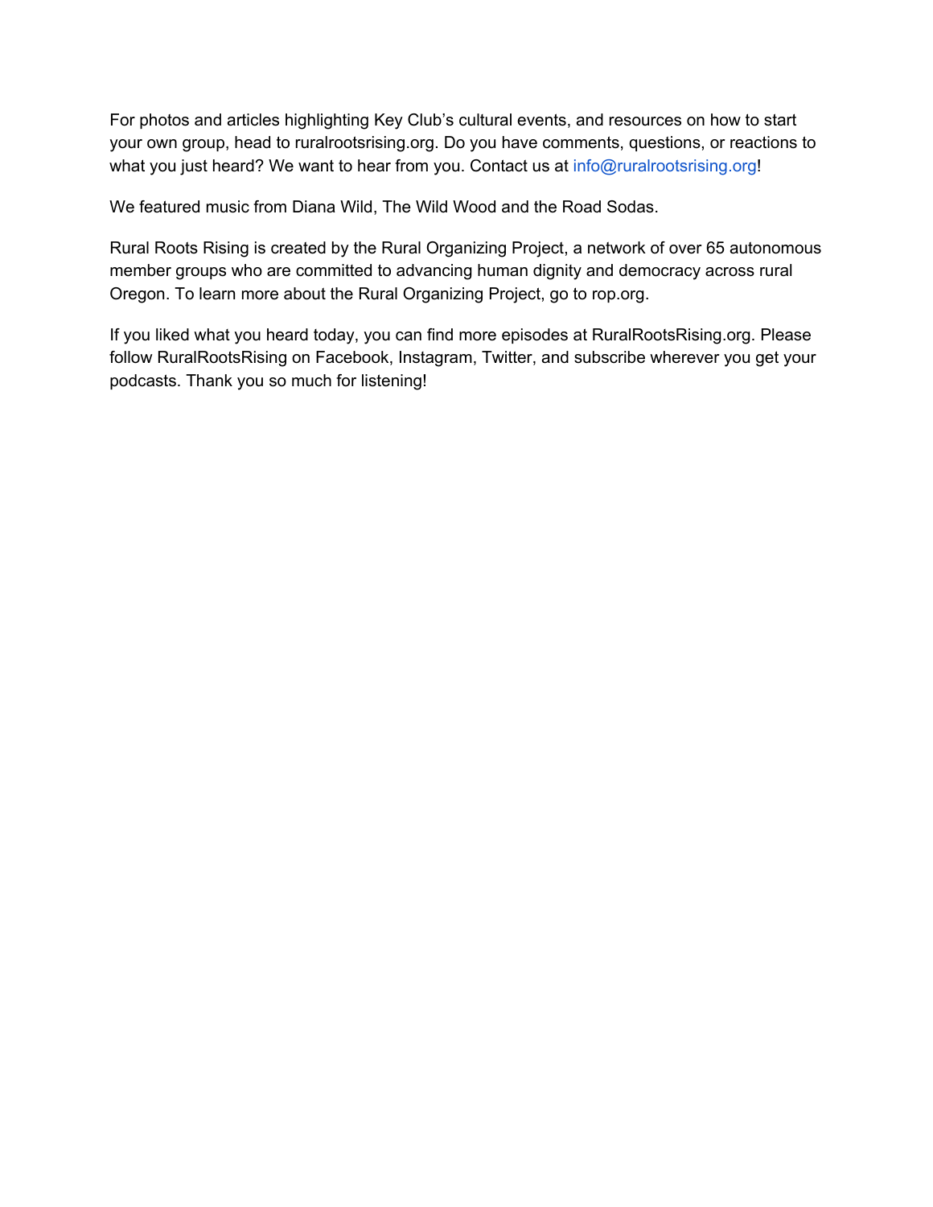For photos and articles highlighting Key Club's cultural events, and resources on how to start your own group, head to ruralrootsrising.org. Do you have comments, questions, or reactions to what you just heard? We want to hear from you. Contact us at info@ruralrootsrising.org!

We featured music from Diana Wild, The Wild Wood and the Road Sodas.

Rural Roots Rising is created by the Rural Organizing Project, a network of over 65 autonomous member groups who are committed to advancing human dignity and democracy across rural Oregon. To learn more about the Rural Organizing Project, go to rop.org.

If you liked what you heard today, you can find more episodes at RuralRootsRising.org. Please follow RuralRootsRising on Facebook, Instagram, Twitter, and subscribe wherever you get your podcasts. Thank you so much for listening!